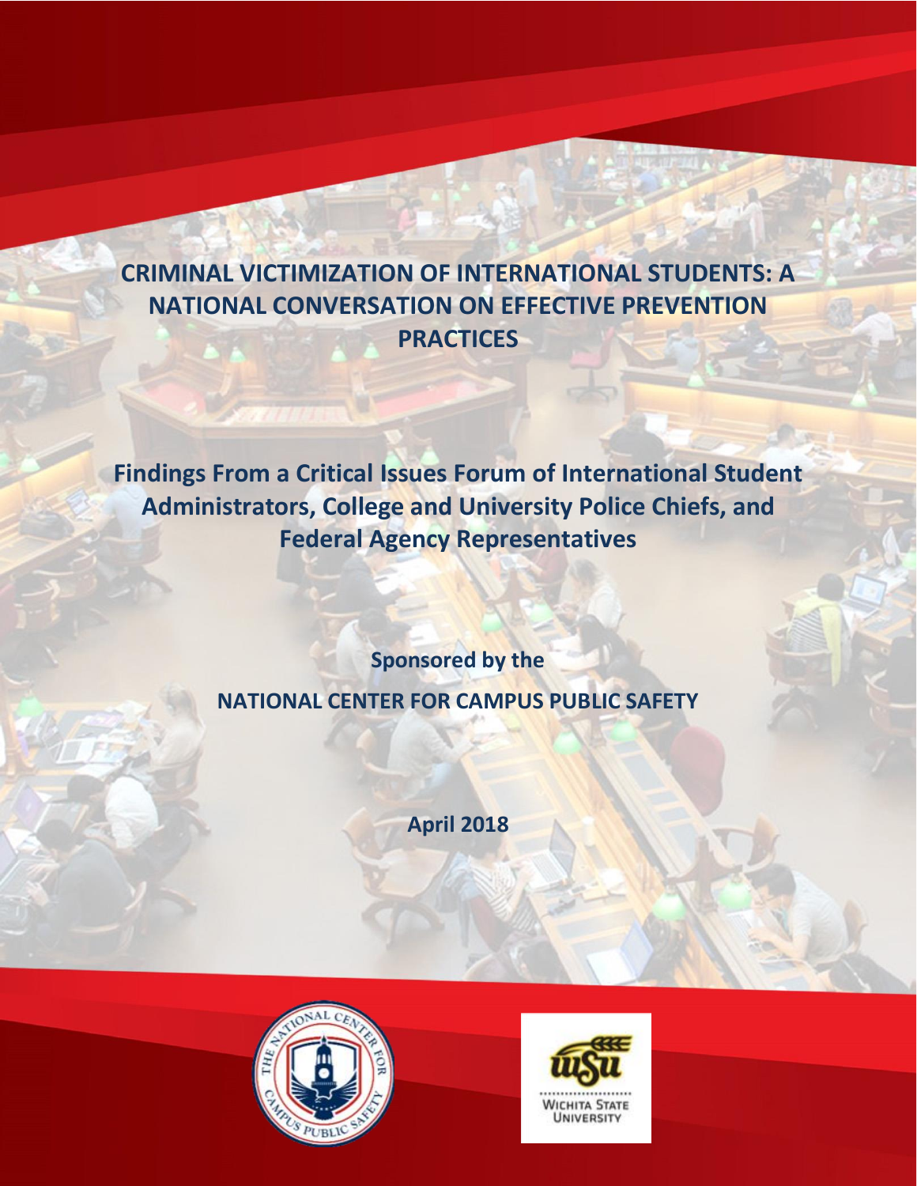# CRIMINAL VICTIMIZATION OF INTERNATIONAL STUDENTS: A NATIONAL CONVERSATION ON EFFECTIVE PREVENTION PRACTICES

## Findings From a Critical Issues Forum of International Student Administrators, College and University Police Chiefs, and Federal Agency Representatives

**Sponsored by the**

**NATIONAL CENTER FOR CAMPUS PUBLIC SAFETY**

**April 2018**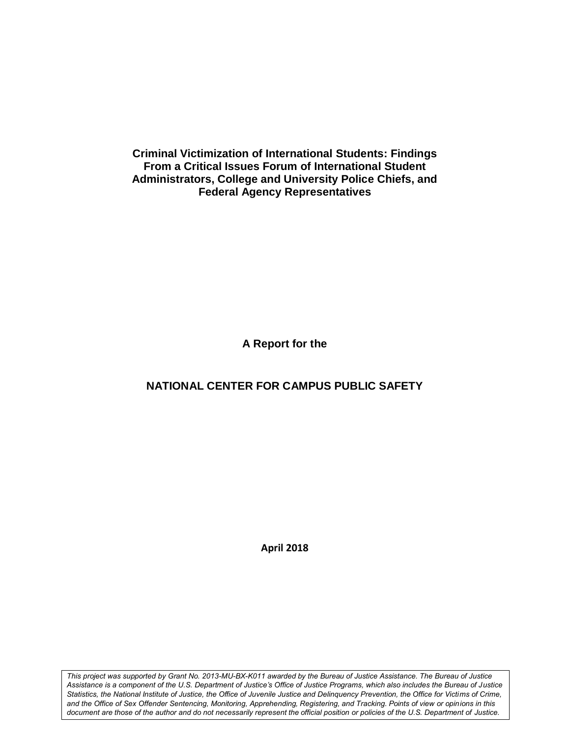# Criminal Victimization of International Students: Findings From a Critical Issues Forum of International Student Administrators, College and University Police Chiefs, and Federal Agency Representatives

**A Report for the**

## NATIONAL CENTER FOR CAMPUS PUBLIC SAFETY

**April 2018**

*This project was supported by Grant No. 2013-MU-BX-K011 awarded by the Bureau of Justice Assistance. The Bureau of Justice Assistance is a component of the U.S. Department of Justice's Office of Justice Programs, which also includes the Bureau of Justice Statistics, the National Institute of Justice, the Office of Juvenile Justice and Delinquency Prevention, the Office for Victims of Crime, and the Office of Sex Offender Sentencing, Monitoring, Apprehending, Registering, and Tracking. Points of view or opinions in this document are those of the author and do not necessarily represent the official position or policies of the U.S. Department of Justice.*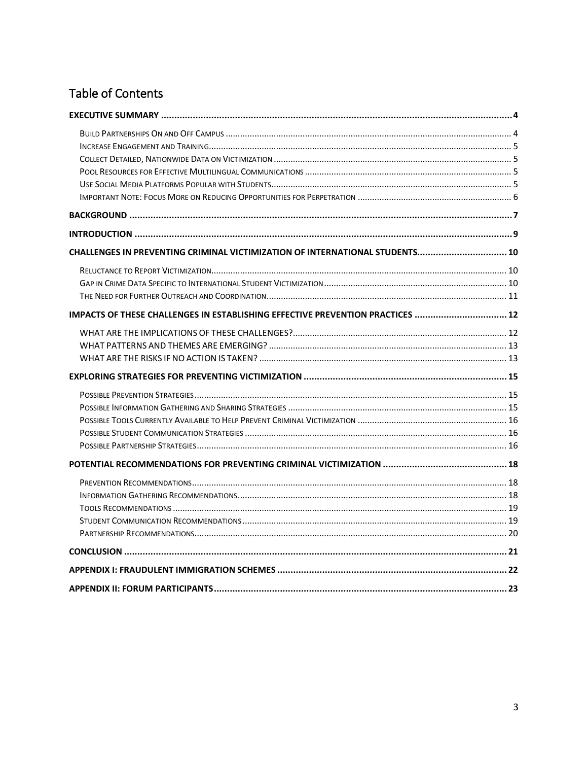# Table of Contents

**EXECUTIVE SUMMARY** .... 4

- Build Partnerships On and Off Campus .... 4
- Increase Engagement and Training .... 5
- Collect Detailed, Nationwide Data on Victimization .... 5
- Pool Resources for Effective Multilingual Communications .... 5
- Use Social Media Platforms Popular with Students .... 5
- Important Note: Focus More on Reducing Opportunities for Perpetration .... 6

**BACKGROUND** .... 7

**INTRODUCTION** .... 9

**CHALLENGES IN PREVENTING CRIMINAL VICTIMIZATION OF INTERNATIONAL STUDENTS** .... 10

- Reluctance to Report Victimization .... 10
- Gap in Crime Data Specific to International Student Victimization .... 10
- The Need for Further Outreach and Coordination .... 11

**IMPACTS OF THESE CHALLENGES IN ESTABLISHING EFFECTIVE PREVENTION PRACTICES** .... 12

- WHAT ARE THE IMPLICATIONS OF THESE CHALLENGES? .... 12
- WHAT PATTERNS AND THEMES ARE EMERGING? .... 13
- WHAT ARE THE RISKS IF NO ACTION IS TAKEN? .... 13

**EXPLORING STRATEGIES FOR PREVENTING VICTIMIZATION** .... 15

- Possible Prevention Strategies .... 15
- Possible Information Gathering and Sharing Strategies .... 15
- Possible Tools Currently Available to Help Prevent Criminal Victimization .... 16
- Possible Student Communication Strategies .... 16
- Possible Partnership Strategies .... 16

**POTENTIAL RECOMMENDATIONS FOR PREVENTING CRIMINAL VICTIMIZATION** .... 18

- Prevention Recommendations .... 18
- Information Gathering Recommendations .... 18
- Tools Recommendations .... 19
- Student Communication Recommendations .... 19
- Partnership Recommendations .... 20

**CONCLUSION** .... 21

**APPENDIX I: FRAUDULENT IMMIGRATION SCHEMES** .... 22

**APPENDIX II: FORUM PARTICIPANTS** .... 23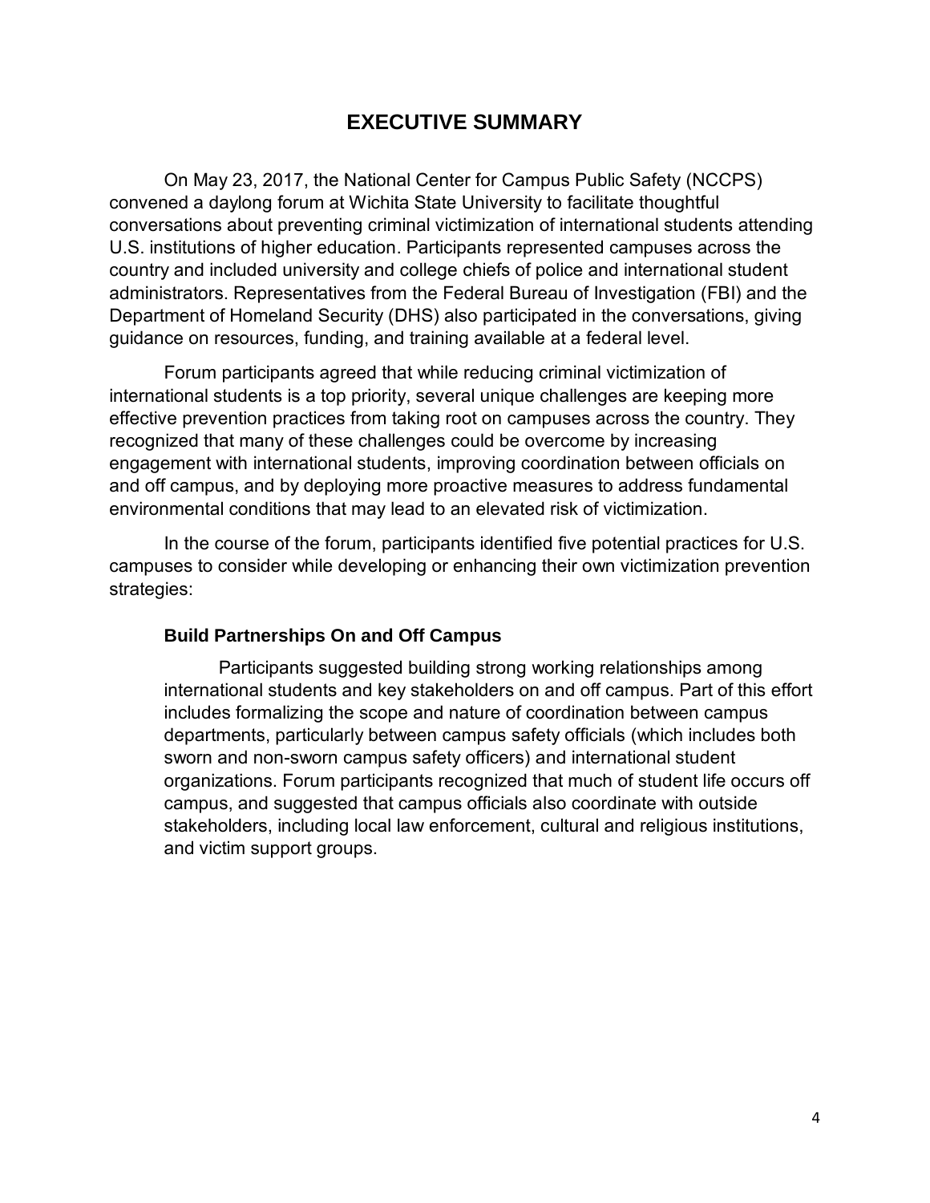# EXECUTIVE SUMMARY

On May 23, 2017, the National Center for Campus Public Safety (NCCPS) convened a daylong forum at Wichita State University to facilitate thoughtful conversations about preventing criminal victimization of international students attending U.S. institutions of higher education. Participants represented campuses across the country and included university and college chiefs of police and international student administrators. Representatives from the Federal Bureau of Investigation (FBI) and the Department of Homeland Security (DHS) also participated in the conversations, giving guidance on resources, funding, and training available at a federal level.

Forum participants agreed that while reducing criminal victimization of international students is a top priority, several unique challenges are keeping more effective prevention practices from taking root on campuses across the country. They recognized that many of these challenges could be overcome by increasing engagement with international students, improving coordination between officials on and off campus, and by deploying more proactive measures to address fundamental environmental conditions that may lead to an elevated risk of victimization.

In the course of the forum, participants identified five potential practices for U.S. campuses to consider while developing or enhancing their own victimization prevention strategies:

### Build Partnerships On and Off Campus

Participants suggested building strong working relationships among international students and key stakeholders on and off campus. Part of this effort includes formalizing the scope and nature of coordination between campus departments, particularly between campus safety officials (which includes both sworn and non-sworn campus safety officers) and international student organizations. Forum participants recognized that much of student life occurs off campus, and suggested that campus officials also coordinate with outside stakeholders, including local law enforcement, cultural and religious institutions, and victim support groups.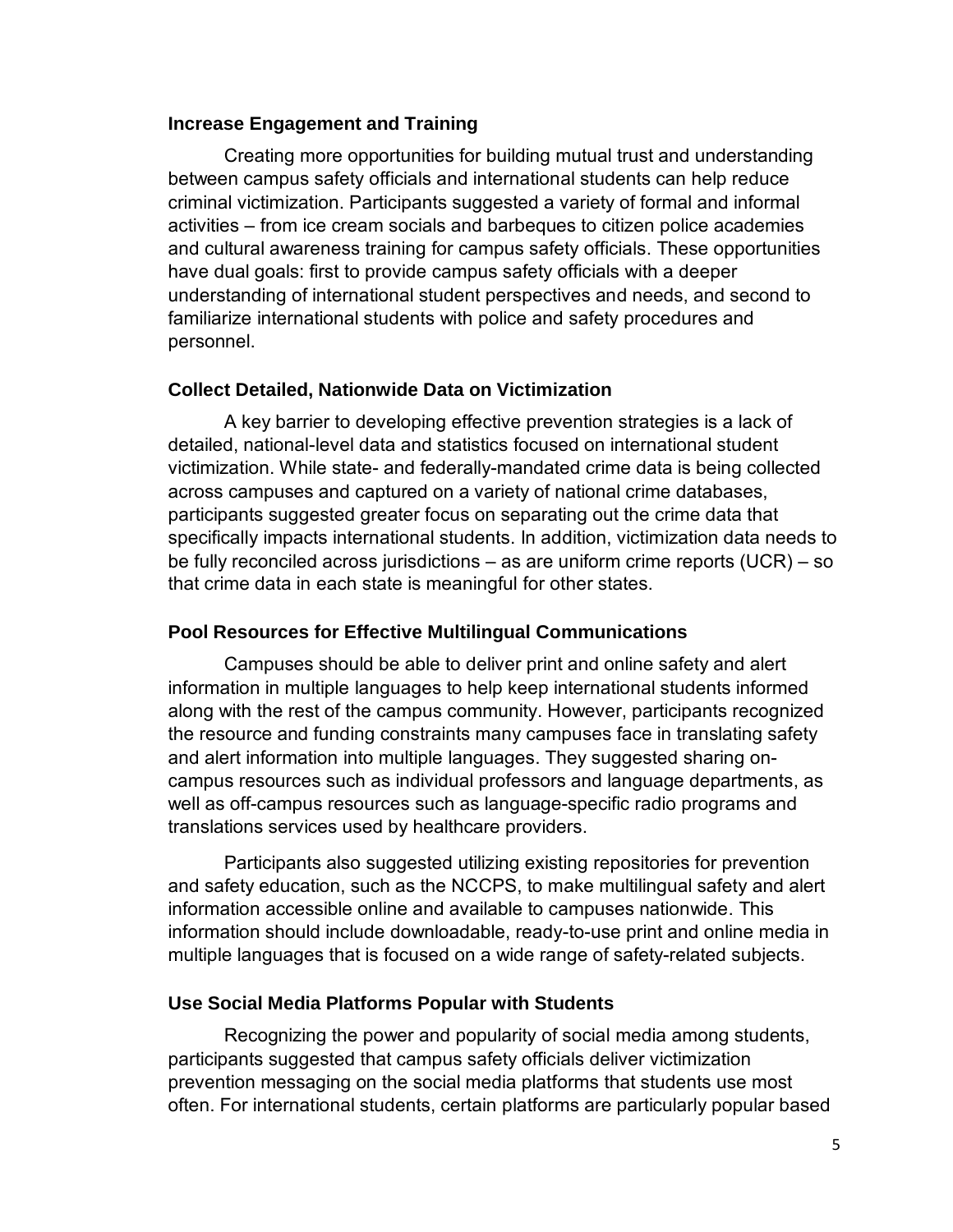### Increase Engagement and Training

Creating more opportunities for building mutual trust and understanding between campus safety officials and international students can help reduce criminal victimization. Participants suggested a variety of formal and informal activities – from ice cream socials and barbeques to citizen police academies and cultural awareness training for campus safety officials. These opportunities have dual goals: first to provide campus safety officials with a deeper understanding of international student perspectives and needs, and second to familiarize international students with police and safety procedures and personnel.

### Collect Detailed, Nationwide Data on Victimization

A key barrier to developing effective prevention strategies is a lack of detailed, national-level data and statistics focused on international student victimization. While state- and federally-mandated crime data is being collected across campuses and captured on a variety of national crime databases, participants suggested greater focus on separating out the crime data that specifically impacts international students. In addition, victimization data needs to be fully reconciled across jurisdictions – as are uniform crime reports (UCR) – so that crime data in each state is meaningful for other states.

### Pool Resources for Effective Multilingual Communications

Campuses should be able to deliver print and online safety and alert information in multiple languages to help keep international students informed along with the rest of the campus community. However, participants recognized the resource and funding constraints many campuses face in translating safety and alert information into multiple languages. They suggested sharing on-campus resources such as individual professors and language departments, as well as off-campus resources such as language-specific radio programs and translations services used by healthcare providers.

Participants also suggested utilizing existing repositories for prevention and safety education, such as the NCCPS, to make multilingual safety and alert information accessible online and available to campuses nationwide. This information should include downloadable, ready-to-use print and online media in multiple languages that is focused on a wide range of safety-related subjects.

### Use Social Media Platforms Popular with Students

Recognizing the power and popularity of social media among students, participants suggested that campus safety officials deliver victimization prevention messaging on the social media platforms that students use most often. For international students, certain platforms are particularly popular based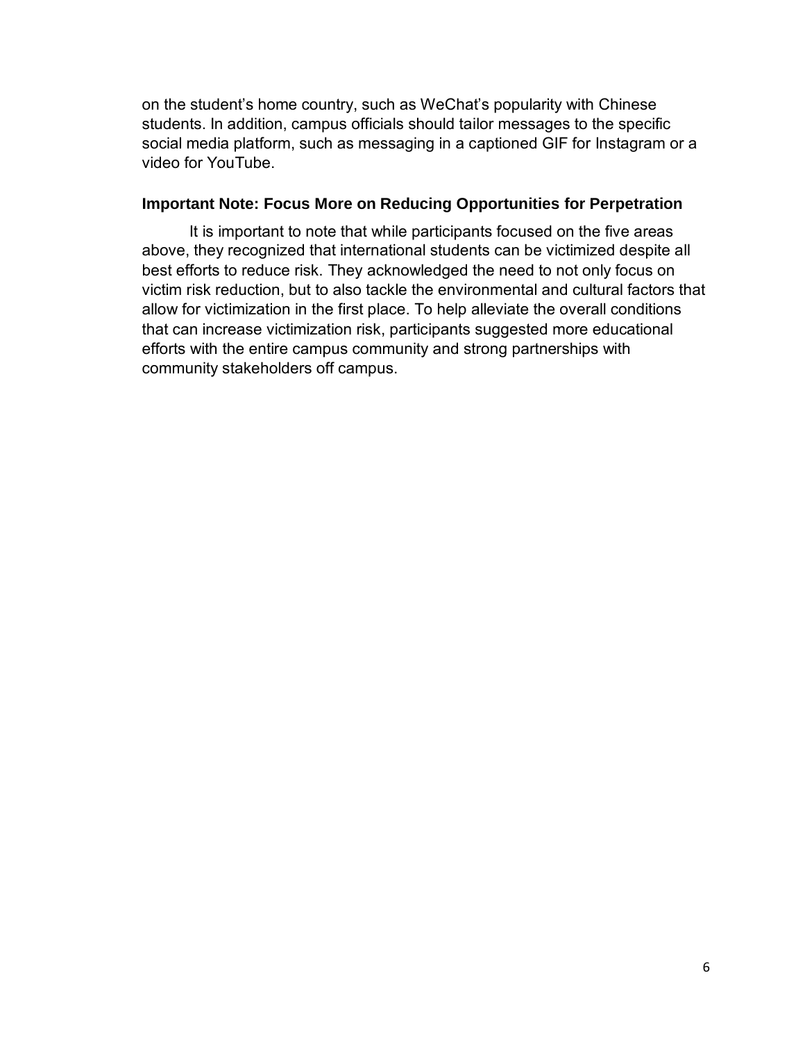on the student's home country, such as WeChat's popularity with Chinese students. In addition, campus officials should tailor messages to the specific social media platform, such as messaging in a captioned GIF for Instagram or a video for YouTube.

### Important Note: Focus More on Reducing Opportunities for Perpetration

It is important to note that while participants focused on the five areas above, they recognized that international students can be victimized despite all best efforts to reduce risk. They acknowledged the need to not only focus on victim risk reduction, but to also tackle the environmental and cultural factors that allow for victimization in the first place. To help alleviate the overall conditions that can increase victimization risk, participants suggested more educational efforts with the entire campus community and strong partnerships with community stakeholders off campus.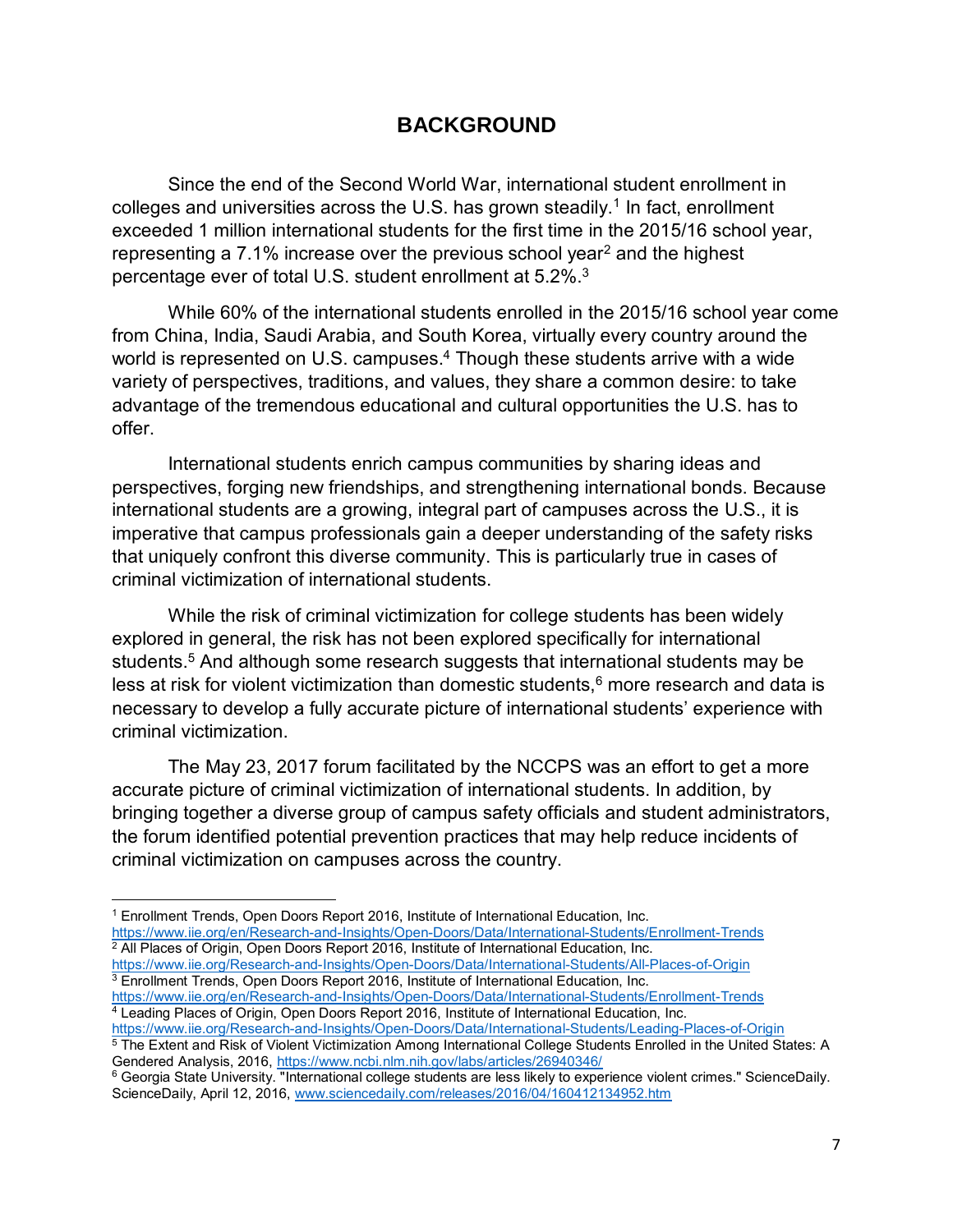# BACKGROUND

Since the end of the Second World War, international student enrollment in colleges and universities across the U.S. has grown steadily.[1] In fact, enrollment exceeded 1 million international students for the first time in the 2015/16 school year, representing a 7.1% increase over the previous school year[2] and the highest percentage ever of total U.S. student enrollment at 5.2%.[3]

While 60% of the international students enrolled in the 2015/16 school year come from China, India, Saudi Arabia, and South Korea, virtually every country around the world is represented on U.S. campuses.[4] Though these students arrive with a wide variety of perspectives, traditions, and values, they share a common desire: to take advantage of the tremendous educational and cultural opportunities the U.S. has to offer.

International students enrich campus communities by sharing ideas and perspectives, forging new friendships, and strengthening international bonds. Because international students are a growing, integral part of campuses across the U.S., it is imperative that campus professionals gain a deeper understanding of the safety risks that uniquely confront this diverse community. This is particularly true in cases of criminal victimization of international students.

While the risk of criminal victimization for college students has been widely explored in general, the risk has not been explored specifically for international students.[5] And although some research suggests that international students may be less at risk for violent victimization than domestic students,[6] more research and data is necessary to develop a fully accurate picture of international students' experience with criminal victimization.

The May 23, 2017 forum facilitated by the NCCPS was an effort to get a more accurate picture of criminal victimization of international students. In addition, by bringing together a diverse group of campus safety officials and student administrators, the forum identified potential prevention practices that may help reduce incidents of criminal victimization on campuses across the country.

---

[1] Enrollment Trends, Open Doors Report 2016, Institute of International Education, Inc. https://www.iie.org/en/Research-and-Insights/Open-Doors/Data/International-Students/Enrollment-Trends

[2] All Places of Origin, Open Doors Report 2016, Institute of International Education, Inc. https://www.iie.org/en/Research-and-Insights/Open-Doors/Data/International-Students/All-Places-of-Origin

[3] Enrollment Trends, Open Doors Report 2016, Institute of International Education, Inc. https://www.iie.org/en/Research-and-Insights/Open-Doors/Data/International-Students/Enrollment-Trends

[4] Leading Places of Origin, Open Doors Report 2016, Institute of International Education, Inc. https://www.iie.org/en/Research-and-Insights/Open-Doors/Data/International-Students/Leading-Places-of-Origin

[5] The Extent and Risk of Violent Victimization Among International College Students Enrolled in the United States: A Gendered Analysis, 2016, https://www.ncbi.nlm.nih.gov/labs/articles/26940346/

[6] Georgia State University. "International college students are less likely to experience violent crimes." ScienceDaily. ScienceDaily, April 12, 2016, www.sciencedaily.com/releases/2016/04/160412134952.htm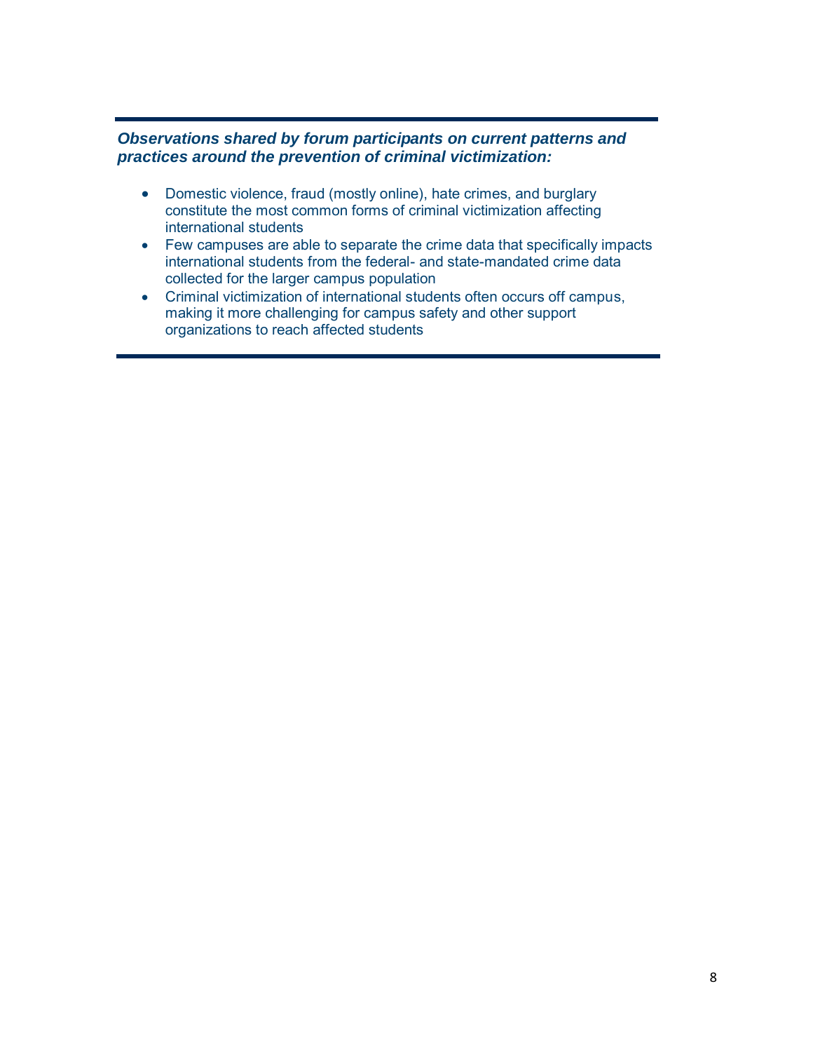***Observations shared by forum participants on current patterns and practices around the prevention of criminal victimization:***

- Domestic violence, fraud (mostly online), hate crimes, and burglary constitute the most common forms of criminal victimization affecting international students
- Few campuses are able to separate the crime data that specifically impacts international students from the federal- and state-mandated crime data collected for the larger campus population
- Criminal victimization of international students often occurs off campus, making it more challenging for campus safety and other support organizations to reach affected students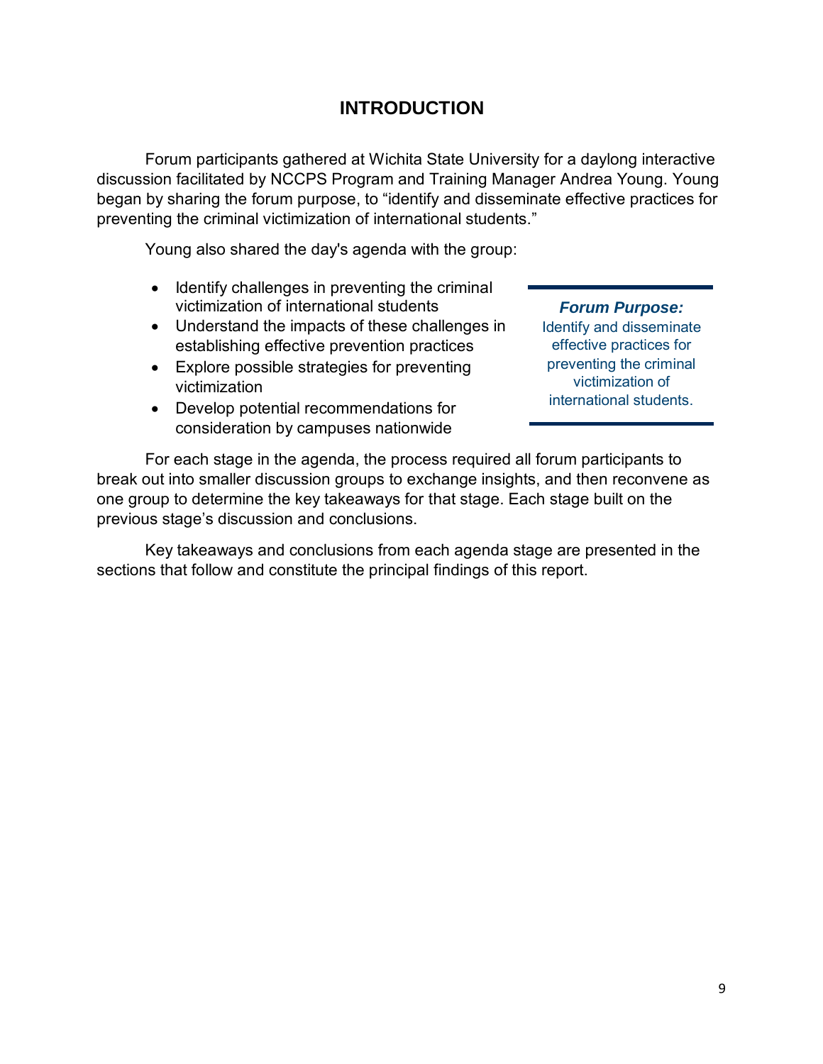# INTRODUCTION

Forum participants gathered at Wichita State University for a daylong interactive discussion facilitated by NCCPS Program and Training Manager Andrea Young. Young began by sharing the forum purpose, to "identify and disseminate effective practices for preventing the criminal victimization of international students."

Young also shared the day's agenda with the group:

- Identify challenges in preventing the criminal victimization of international students
- Understand the impacts of these challenges in establishing effective prevention practices
- Explore possible strategies for preventing victimization
- Develop potential recommendations for consideration by campuses nationwide

> ***Forum Purpose:***
> Identify and disseminate effective practices for preventing the criminal victimization of international students.

For each stage in the agenda, the process required all forum participants to break out into smaller discussion groups to exchange insights, and then reconvene as one group to determine the key takeaways for that stage. Each stage built on the previous stage's discussion and conclusions.

Key takeaways and conclusions from each agenda stage are presented in the sections that follow and constitute the principal findings of this report.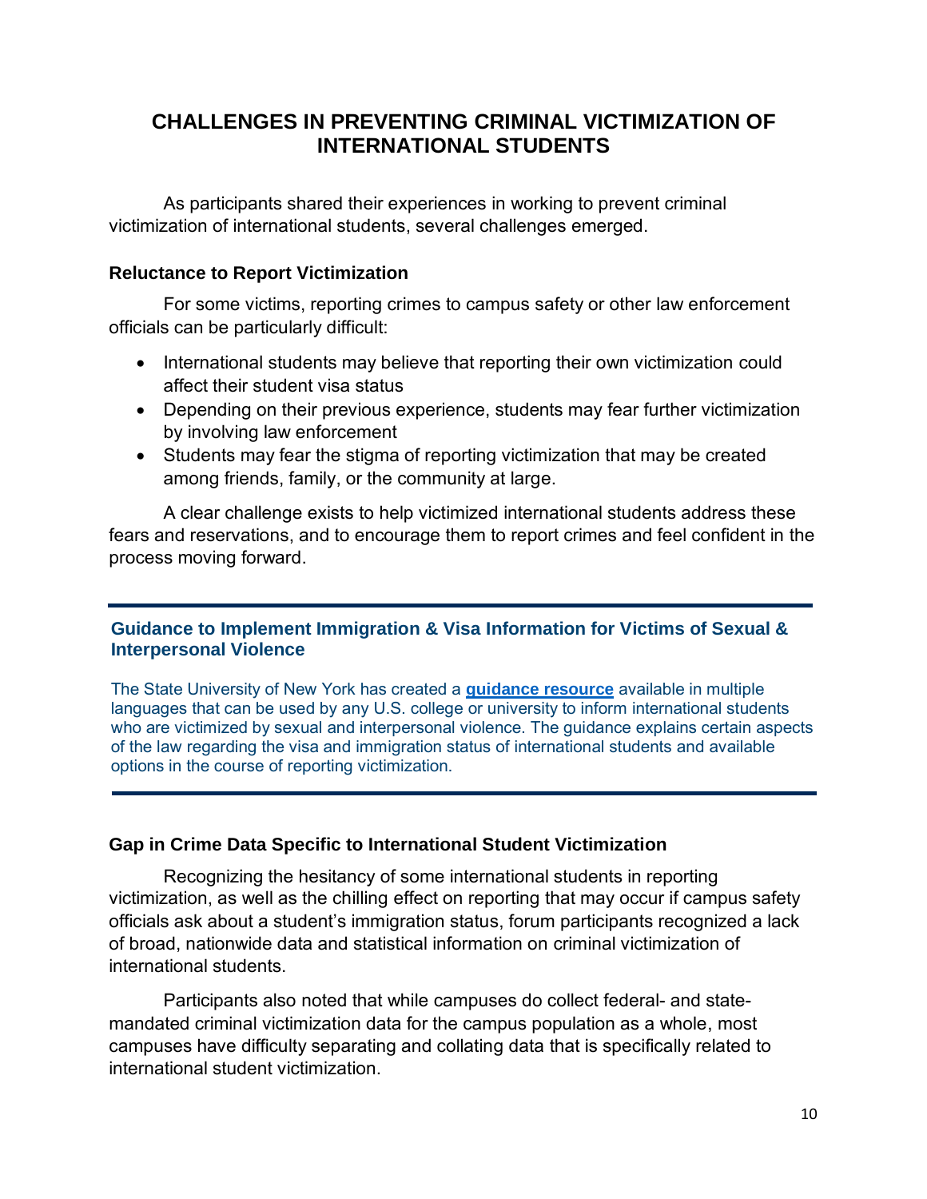## CHALLENGES IN PREVENTING CRIMINAL VICTIMIZATION OF INTERNATIONAL STUDENTS

As participants shared their experiences in working to prevent criminal victimization of international students, several challenges emerged.

### Reluctance to Report Victimization

For some victims, reporting crimes to campus safety or other law enforcement officials can be particularly difficult:

- International students may believe that reporting their own victimization could affect their student visa status
- Depending on their previous experience, students may fear further victimization by involving law enforcement
- Students may fear the stigma of reporting victimization that may be created among friends, family, or the community at large.

A clear challenge exists to help victimized international students address these fears and reservations, and to encourage them to report crimes and feel confident in the process moving forward.

---

**Guidance to Implement Immigration & Visa Information for Victims of Sexual & Interpersonal Violence**

The State University of New York has created a **guidance resource** available in multiple languages that can be used by any U.S. college or university to inform international students who are victimized by sexual and interpersonal violence. The guidance explains certain aspects of the law regarding the visa and immigration status of international students and available options in the course of reporting victimization.

---

### Gap in Crime Data Specific to International Student Victimization

Recognizing the hesitancy of some international students in reporting victimization, as well as the chilling effect on reporting that may occur if campus safety officials ask about a student's immigration status, forum participants recognized a lack of broad, nationwide data and statistical information on criminal victimization of international students.

Participants also noted that while campuses do collect federal- and state-mandated criminal victimization data for the campus population as a whole, most campuses have difficulty separating and collating data that is specifically related to international student victimization.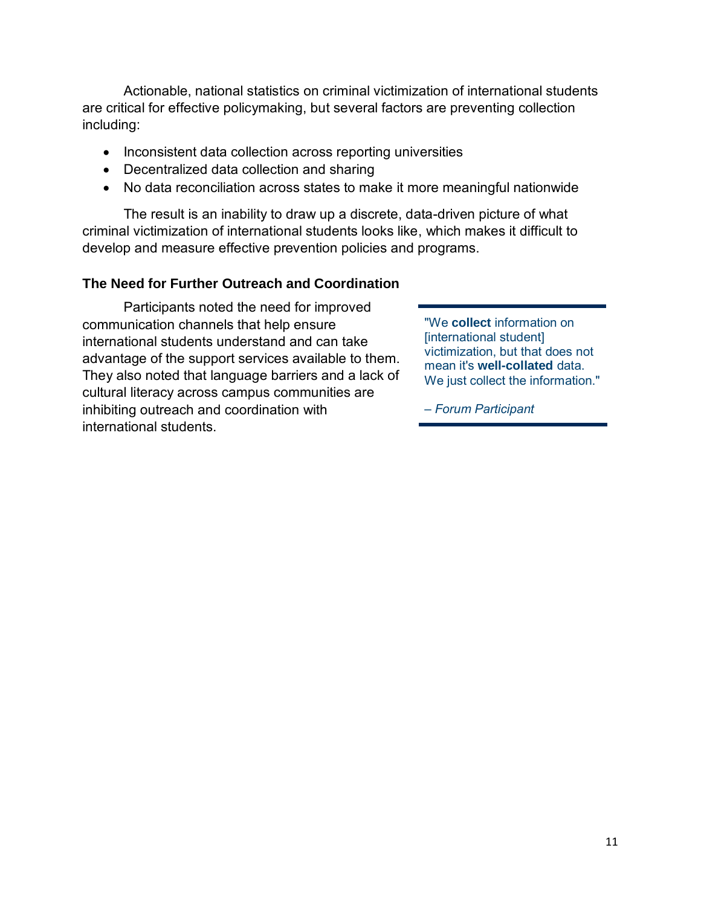Actionable, national statistics on criminal victimization of international students are critical for effective policymaking, but several factors are preventing collection including:

- Inconsistent data collection across reporting universities
- Decentralized data collection and sharing
- No data reconciliation across states to make it more meaningful nationwide

The result is an inability to draw up a discrete, data-driven picture of what criminal victimization of international students looks like, which makes it difficult to develop and measure effective prevention policies and programs.

### The Need for Further Outreach and Coordination

Participants noted the need for improved communication channels that help ensure international students understand and can take advantage of the support services available to them. They also noted that language barriers and a lack of cultural literacy across campus communities are inhibiting outreach and coordination with international students.

> "We **collect** information on [international student] victimization, but that does not mean it's **well-collated** data. We just collect the information."
>
> *– Forum Participant*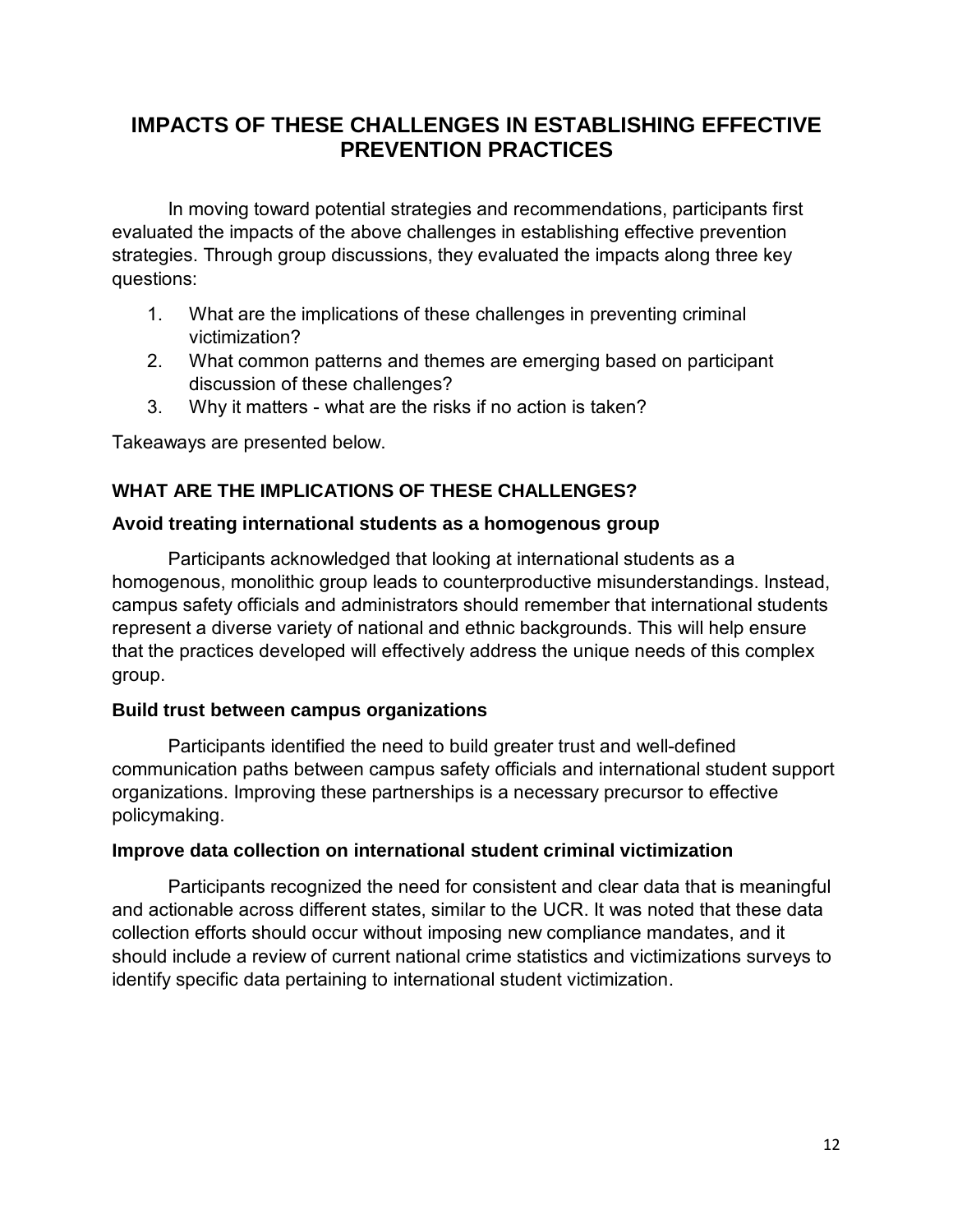## IMPACTS OF THESE CHALLENGES IN ESTABLISHING EFFECTIVE PREVENTION PRACTICES

In moving toward potential strategies and recommendations, participants first evaluated the impacts of the above challenges in establishing effective prevention strategies. Through group discussions, they evaluated the impacts along three key questions:

1. What are the implications of these challenges in preventing criminal victimization?
2. What common patterns and themes are emerging based on participant discussion of these challenges?
3. Why it matters - what are the risks if no action is taken?

Takeaways are presented below.

### WHAT ARE THE IMPLICATIONS OF THESE CHALLENGES?

#### Avoid treating international students as a homogenous group

Participants acknowledged that looking at international students as a homogenous, monolithic group leads to counterproductive misunderstandings. Instead, campus safety officials and administrators should remember that international students represent a diverse variety of national and ethnic backgrounds. This will help ensure that the practices developed will effectively address the unique needs of this complex group.

#### Build trust between campus organizations

Participants identified the need to build greater trust and well-defined communication paths between campus safety officials and international student support organizations. Improving these partnerships is a necessary precursor to effective policymaking.

#### Improve data collection on international student criminal victimization

Participants recognized the need for consistent and clear data that is meaningful and actionable across different states, similar to the UCR. It was noted that these data collection efforts should occur without imposing new compliance mandates, and it should include a review of current national crime statistics and victimizations surveys to identify specific data pertaining to international student victimization.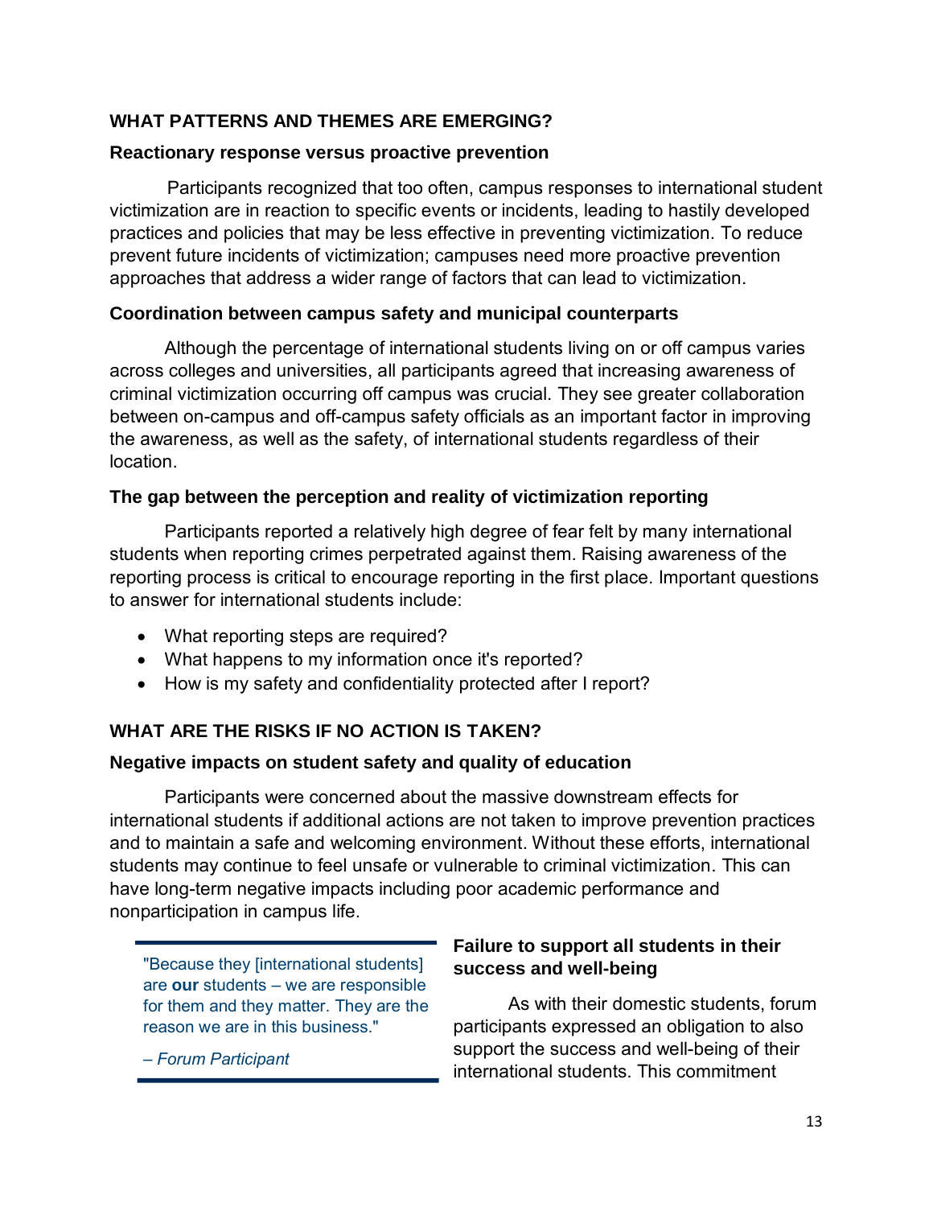## WHAT PATTERNS AND THEMES ARE EMERGING?

### Reactionary response versus proactive prevention

Participants recognized that too often, campus responses to international student victimization are in reaction to specific events or incidents, leading to hastily developed practices and policies that may be less effective in preventing victimization. To reduce prevent future incidents of victimization; campuses need more proactive prevention approaches that address a wider range of factors that can lead to victimization.

### Coordination between campus safety and municipal counterparts

Although the percentage of international students living on or off campus varies across colleges and universities, all participants agreed that increasing awareness of criminal victimization occurring off campus was crucial. They see greater collaboration between on-campus and off-campus safety officials as an important factor in improving the awareness, as well as the safety, of international students regardless of their location.

### The gap between the perception and reality of victimization reporting

Participants reported a relatively high degree of fear felt by many international students when reporting crimes perpetrated against them. Raising awareness of the reporting process is critical to encourage reporting in the first place. Important questions to answer for international students include:

- What reporting steps are required?
- What happens to my information once it's reported?
- How is my safety and confidentiality protected after I report?

## WHAT ARE THE RISKS IF NO ACTION IS TAKEN?

### Negative impacts on student safety and quality of education

Participants were concerned about the massive downstream effects for international students if additional actions are not taken to improve prevention practices and to maintain a safe and welcoming environment. Without these efforts, international students may continue to feel unsafe or vulnerable to criminal victimization. This can have long-term negative impacts including poor academic performance and nonparticipation in campus life.

> "Because they [international students] are **our** students – we are responsible for them and they matter. They are the reason we are in this business."
>
> *– Forum Participant*

### Failure to support all students in their success and well-being

As with their domestic students, forum participants expressed an obligation to also support the success and well-being of their international students. This commitment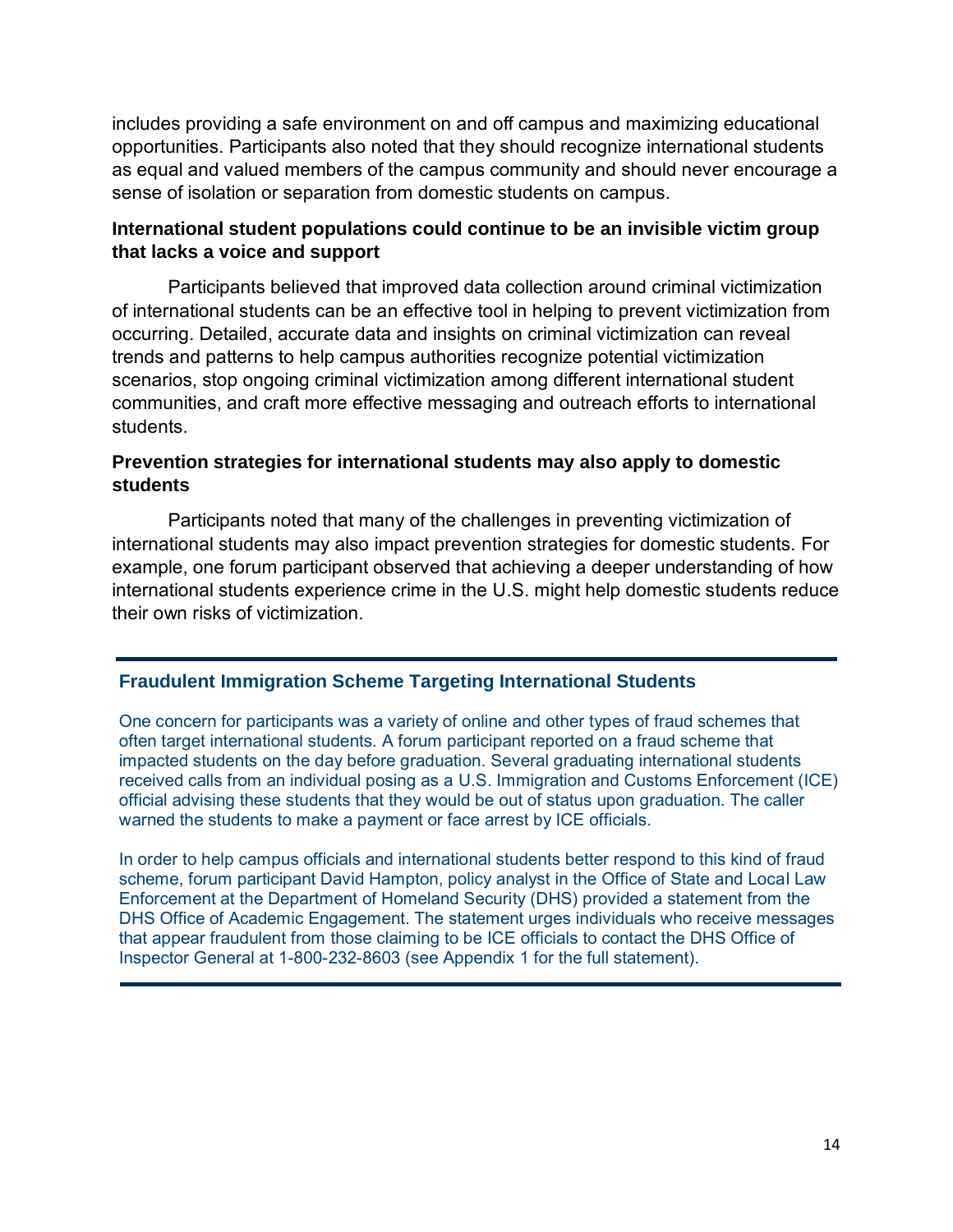includes providing a safe environment on and off campus and maximizing educational opportunities. Participants also noted that they should recognize international students as equal and valued members of the campus community and should never encourage a sense of isolation or separation from domestic students on campus.

### International student populations could continue to be an invisible victim group that lacks a voice and support

Participants believed that improved data collection around criminal victimization of international students can be an effective tool in helping to prevent victimization from occurring. Detailed, accurate data and insights on criminal victimization can reveal trends and patterns to help campus authorities recognize potential victimization scenarios, stop ongoing criminal victimization among different international student communities, and craft more effective messaging and outreach efforts to international students.

### Prevention strategies for international students may also apply to domestic students

Participants noted that many of the challenges in preventing victimization of international students may also impact prevention strategies for domestic students. For example, one forum participant observed that achieving a deeper understanding of how international students experience crime in the U.S. might help domestic students reduce their own risks of victimization.

---

### Fraudulent Immigration Scheme Targeting International Students

One concern for participants was a variety of online and other types of fraud schemes that often target international students. A forum participant reported on a fraud scheme that impacted students on the day before graduation. Several graduating international students received calls from an individual posing as a U.S. Immigration and Customs Enforcement (ICE) official advising these students that they would be out of status upon graduation. The caller warned the students to make a payment or face arrest by ICE officials.

In order to help campus officials and international students better respond to this kind of fraud scheme, forum participant David Hampton, policy analyst in the Office of State and Local Law Enforcement at the Department of Homeland Security (DHS) provided a statement from the DHS Office of Academic Engagement. The statement urges individuals who receive messages that appear fraudulent from those claiming to be ICE officials to contact the DHS Office of Inspector General at 1-800-232-8603 (see Appendix 1 for the full statement).

---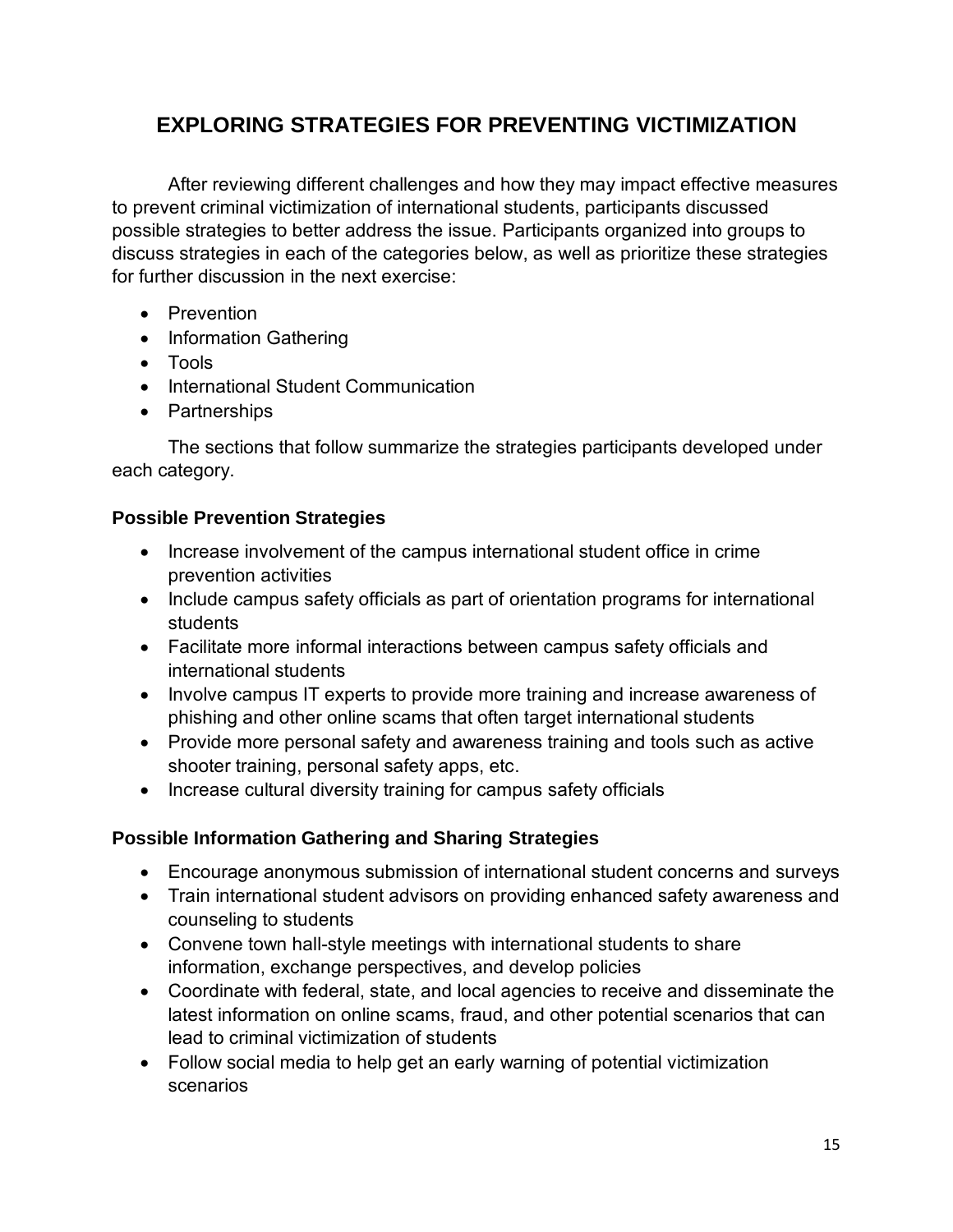## EXPLORING STRATEGIES FOR PREVENTING VICTIMIZATION

After reviewing different challenges and how they may impact effective measures to prevent criminal victimization of international students, participants discussed possible strategies to better address the issue. Participants organized into groups to discuss strategies in each of the categories below, as well as prioritize these strategies for further discussion in the next exercise:

- Prevention
- Information Gathering
- Tools
- International Student Communication
- Partnerships

The sections that follow summarize the strategies participants developed under each category.

### Possible Prevention Strategies

- Increase involvement of the campus international student office in crime prevention activities
- Include campus safety officials as part of orientation programs for international students
- Facilitate more informal interactions between campus safety officials and international students
- Involve campus IT experts to provide more training and increase awareness of phishing and other online scams that often target international students
- Provide more personal safety and awareness training and tools such as active shooter training, personal safety apps, etc.
- Increase cultural diversity training for campus safety officials

### Possible Information Gathering and Sharing Strategies

- Encourage anonymous submission of international student concerns and surveys
- Train international student advisors on providing enhanced safety awareness and counseling to students
- Convene town hall-style meetings with international students to share information, exchange perspectives, and develop policies
- Coordinate with federal, state, and local agencies to receive and disseminate the latest information on online scams, fraud, and other potential scenarios that can lead to criminal victimization of students
- Follow social media to help get an early warning of potential victimization scenarios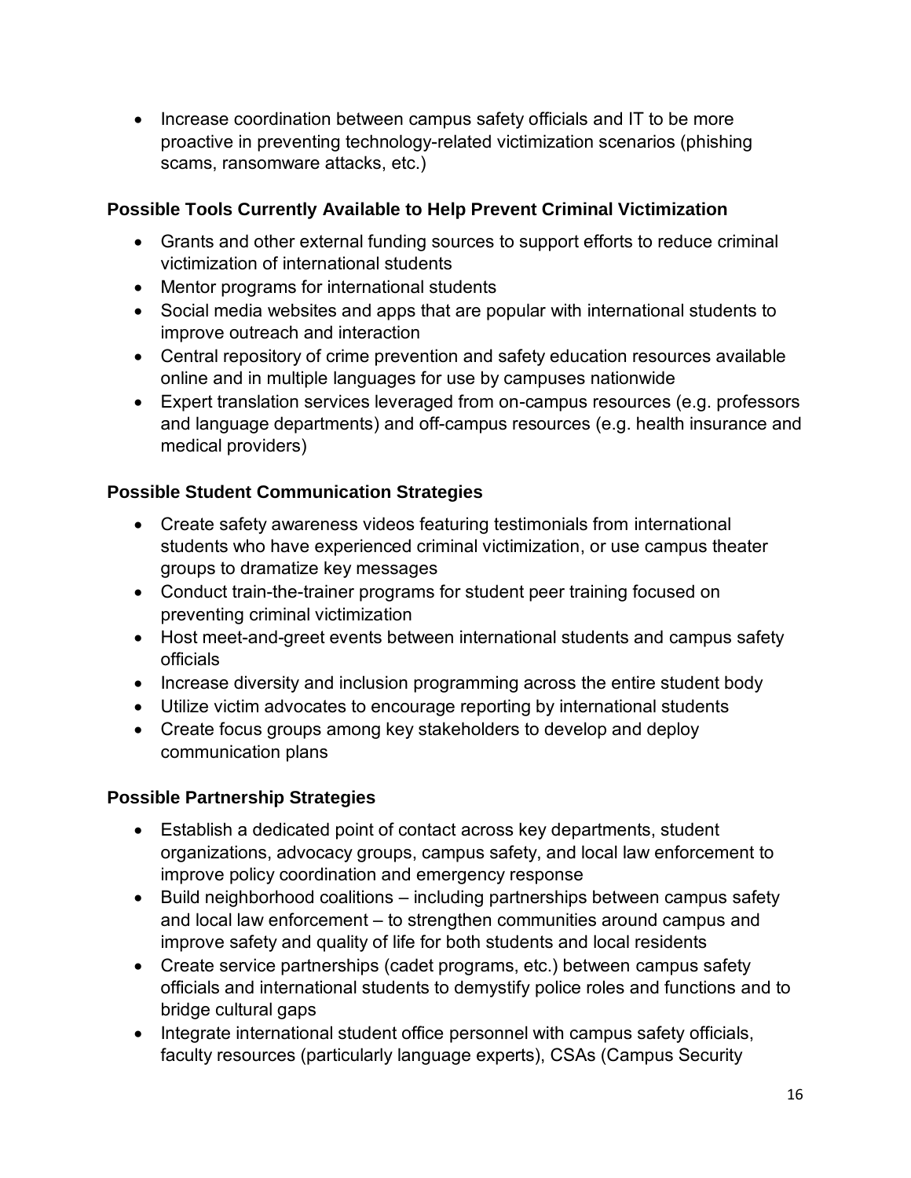- Increase coordination between campus safety officials and IT to be more proactive in preventing technology-related victimization scenarios (phishing scams, ransomware attacks, etc.)

**Possible Tools Currently Available to Help Prevent Criminal Victimization**

- Grants and other external funding sources to support efforts to reduce criminal victimization of international students
- Mentor programs for international students
- Social media websites and apps that are popular with international students to improve outreach and interaction
- Central repository of crime prevention and safety education resources available online and in multiple languages for use by campuses nationwide
- Expert translation services leveraged from on-campus resources (e.g. professors and language departments) and off-campus resources (e.g. health insurance and medical providers)

**Possible Student Communication Strategies**

- Create safety awareness videos featuring testimonials from international students who have experienced criminal victimization, or use campus theater groups to dramatize key messages
- Conduct train-the-trainer programs for student peer training focused on preventing criminal victimization
- Host meet-and-greet events between international students and campus safety officials
- Increase diversity and inclusion programming across the entire student body
- Utilize victim advocates to encourage reporting by international students
- Create focus groups among key stakeholders to develop and deploy communication plans

**Possible Partnership Strategies**

- Establish a dedicated point of contact across key departments, student organizations, advocacy groups, campus safety, and local law enforcement to improve policy coordination and emergency response
- Build neighborhood coalitions – including partnerships between campus safety and local law enforcement – to strengthen communities around campus and improve safety and quality of life for both students and local residents
- Create service partnerships (cadet programs, etc.) between campus safety officials and international students to demystify police roles and functions and to bridge cultural gaps
- Integrate international student office personnel with campus safety officials, faculty resources (particularly language experts), CSAs (Campus Security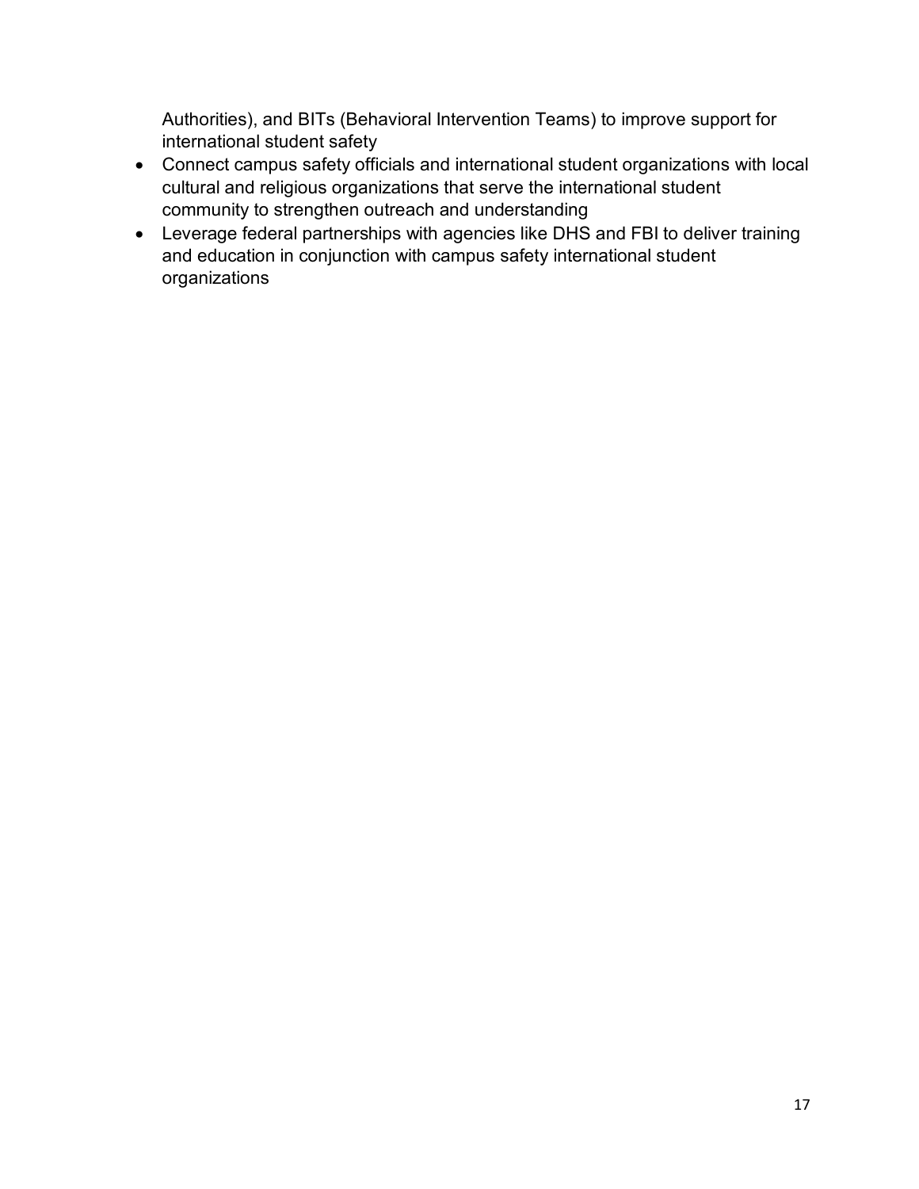Authorities), and BITs (Behavioral Intervention Teams) to improve support for international student safety

- Connect campus safety officials and international student organizations with local cultural and religious organizations that serve the international student community to strengthen outreach and understanding
- Leverage federal partnerships with agencies like DHS and FBI to deliver training and education in conjunction with campus safety international student organizations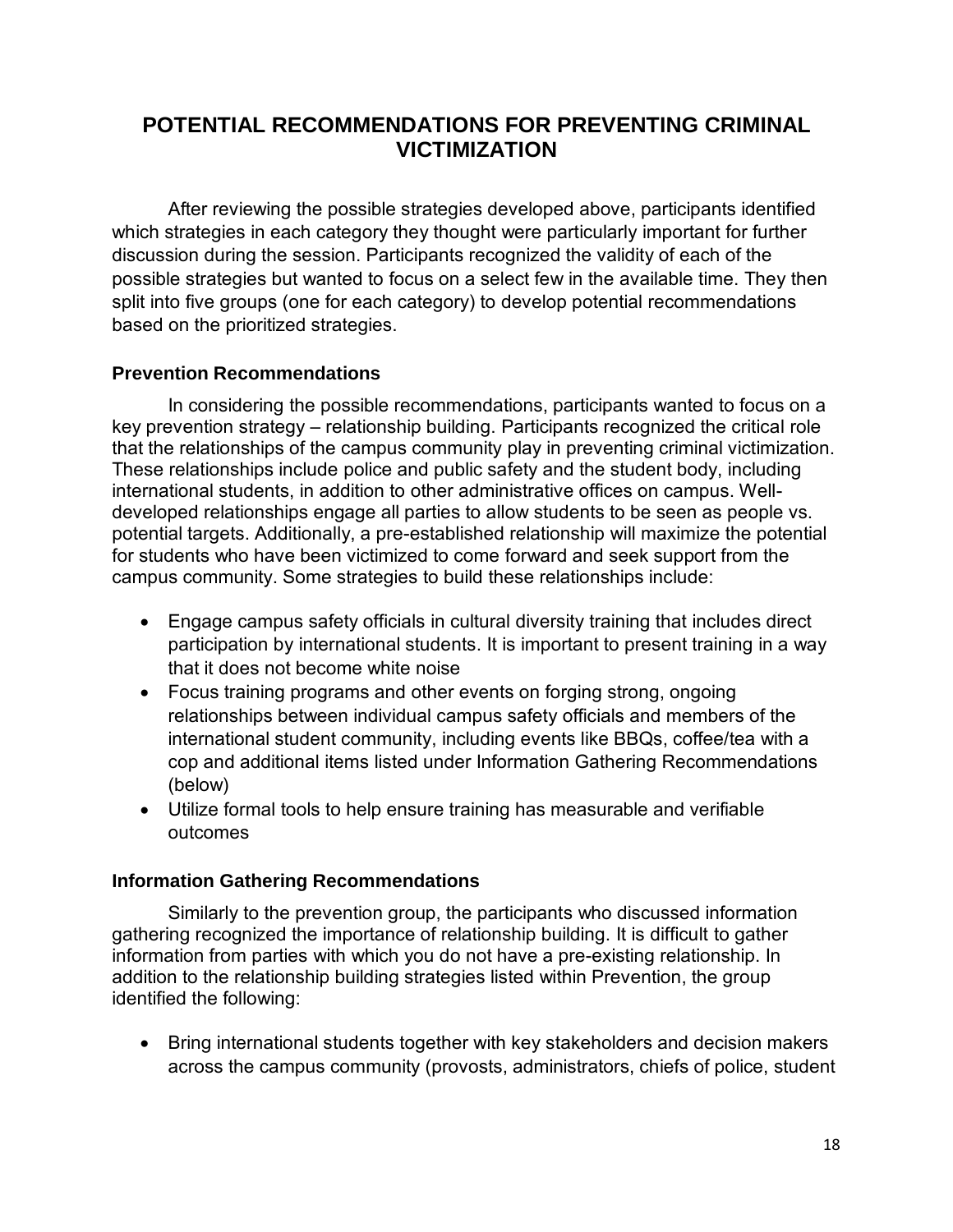## POTENTIAL RECOMMENDATIONS FOR PREVENTING CRIMINAL VICTIMIZATION

After reviewing the possible strategies developed above, participants identified which strategies in each category they thought were particularly important for further discussion during the session. Participants recognized the validity of each of the possible strategies but wanted to focus on a select few in the available time. They then split into five groups (one for each category) to develop potential recommendations based on the prioritized strategies.

### Prevention Recommendations

In considering the possible recommendations, participants wanted to focus on a key prevention strategy – relationship building. Participants recognized the critical role that the relationships of the campus community play in preventing criminal victimization. These relationships include police and public safety and the student body, including international students, in addition to other administrative offices on campus. Well-developed relationships engage all parties to allow students to be seen as people vs. potential targets. Additionally, a pre-established relationship will maximize the potential for students who have been victimized to come forward and seek support from the campus community. Some strategies to build these relationships include:

- Engage campus safety officials in cultural diversity training that includes direct participation by international students. It is important to present training in a way that it does not become white noise
- Focus training programs and other events on forging strong, ongoing relationships between individual campus safety officials and members of the international student community, including events like BBQs, coffee/tea with a cop and additional items listed under Information Gathering Recommendations (below)
- Utilize formal tools to help ensure training has measurable and verifiable outcomes

### Information Gathering Recommendations

Similarly to the prevention group, the participants who discussed information gathering recognized the importance of relationship building. It is difficult to gather information from parties with which you do not have a pre-existing relationship. In addition to the relationship building strategies listed within Prevention, the group identified the following:

- Bring international students together with key stakeholders and decision makers across the campus community (provosts, administrators, chiefs of police, student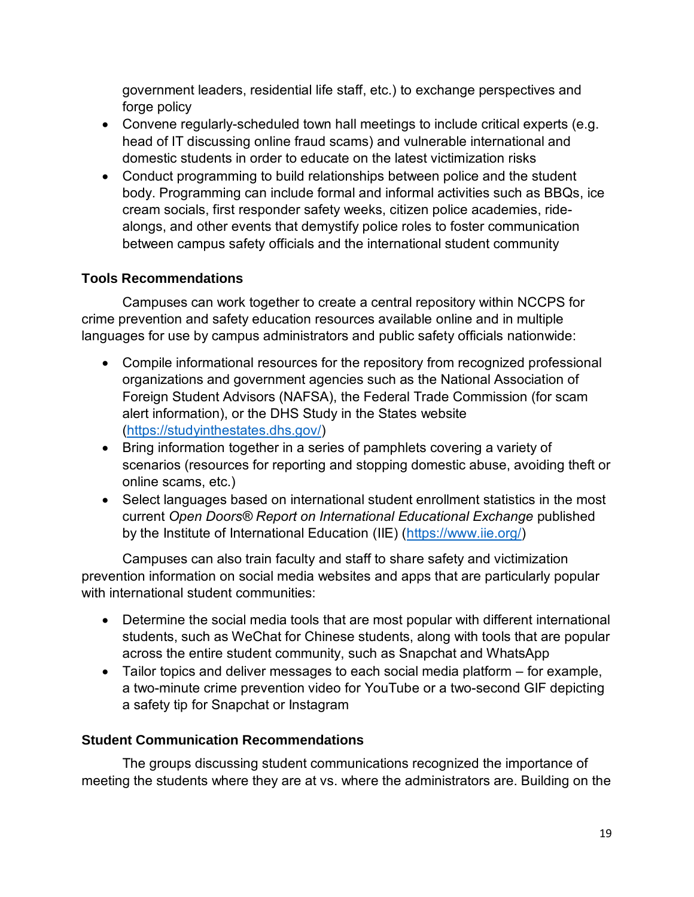government leaders, residential life staff, etc.) to exchange perspectives and forge policy

- Convene regularly-scheduled town hall meetings to include critical experts (e.g. head of IT discussing online fraud scams) and vulnerable international and domestic students in order to educate on the latest victimization risks
- Conduct programming to build relationships between police and the student body. Programming can include formal and informal activities such as BBQs, ice cream socials, first responder safety weeks, citizen police academies, ride-alongs, and other events that demystify police roles to foster communication between campus safety officials and the international student community

**Tools Recommendations**

Campuses can work together to create a central repository within NCCPS for crime prevention and safety education resources available online and in multiple languages for use by campus administrators and public safety officials nationwide:

- Compile informational resources for the repository from recognized professional organizations and government agencies such as the National Association of Foreign Student Advisors (NAFSA), the Federal Trade Commission (for scam alert information), or the DHS Study in the States website ([https://studyinthestates.dhs.gov/](https://studyinthestates.dhs.gov/))
- Bring information together in a series of pamphlets covering a variety of scenarios (resources for reporting and stopping domestic abuse, avoiding theft or online scams, etc.)
- Select languages based on international student enrollment statistics in the most current *Open Doors® Report on International Educational Exchange* published by the Institute of International Education (IIE) ([https://www.iie.org/](https://www.iie.org/))

Campuses can also train faculty and staff to share safety and victimization prevention information on social media websites and apps that are particularly popular with international student communities:

- Determine the social media tools that are most popular with different international students, such as WeChat for Chinese students, along with tools that are popular across the entire student community, such as Snapchat and WhatsApp
- Tailor topics and deliver messages to each social media platform – for example, a two-minute crime prevention video for YouTube or a two-second GIF depicting a safety tip for Snapchat or Instagram

**Student Communication Recommendations**

The groups discussing student communications recognized the importance of meeting the students where they are at vs. where the administrators are. Building on the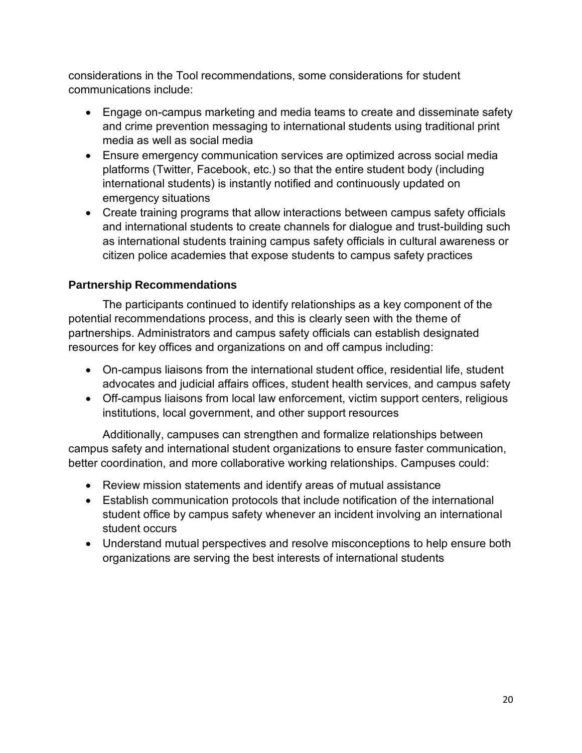considerations in the Tool recommendations, some considerations for student communications include:

- Engage on-campus marketing and media teams to create and disseminate safety and crime prevention messaging to international students using traditional print media as well as social media
- Ensure emergency communication services are optimized across social media platforms (Twitter, Facebook, etc.) so that the entire student body (including international students) is instantly notified and continuously updated on emergency situations
- Create training programs that allow interactions between campus safety officials and international students to create channels for dialogue and trust-building such as international students training campus safety officials in cultural awareness or citizen police academies that expose students to campus safety practices

### Partnership Recommendations

The participants continued to identify relationships as a key component of the potential recommendations process, and this is clearly seen with the theme of partnerships. Administrators and campus safety officials can establish designated resources for key offices and organizations on and off campus including:

- On-campus liaisons from the international student office, residential life, student advocates and judicial affairs offices, student health services, and campus safety
- Off-campus liaisons from local law enforcement, victim support centers, religious institutions, local government, and other support resources

Additionally, campuses can strengthen and formalize relationships between campus safety and international student organizations to ensure faster communication, better coordination, and more collaborative working relationships. Campuses could:

- Review mission statements and identify areas of mutual assistance
- Establish communication protocols that include notification of the international student office by campus safety whenever an incident involving an international student occurs
- Understand mutual perspectives and resolve misconceptions to help ensure both organizations are serving the best interests of international students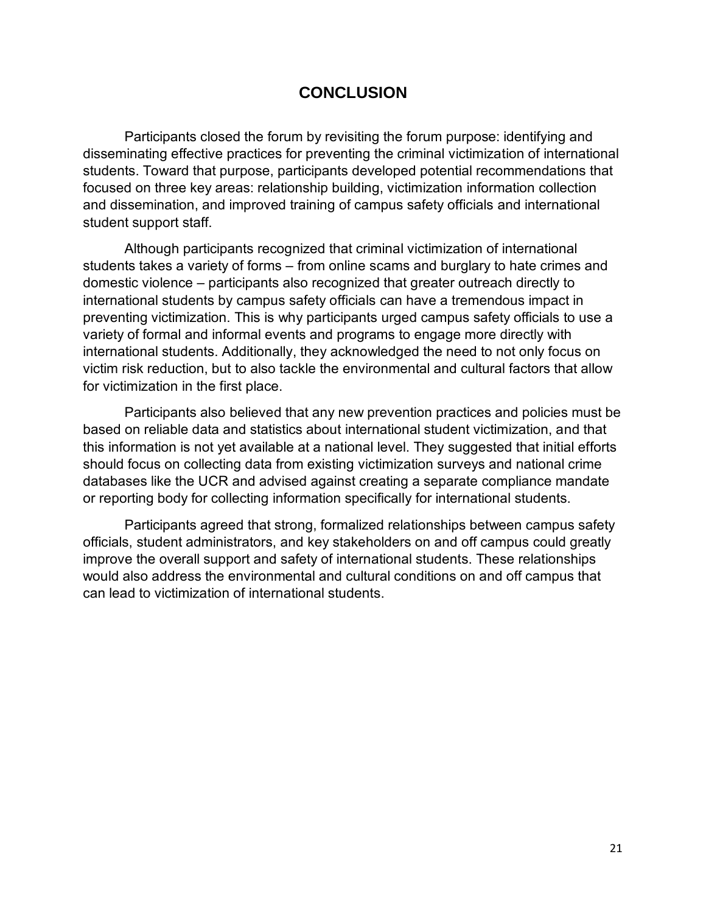# CONCLUSION

Participants closed the forum by revisiting the forum purpose: identifying and disseminating effective practices for preventing the criminal victimization of international students. Toward that purpose, participants developed potential recommendations that focused on three key areas: relationship building, victimization information collection and dissemination, and improved training of campus safety officials and international student support staff.

Although participants recognized that criminal victimization of international students takes a variety of forms – from online scams and burglary to hate crimes and domestic violence – participants also recognized that greater outreach directly to international students by campus safety officials can have a tremendous impact in preventing victimization. This is why participants urged campus safety officials to use a variety of formal and informal events and programs to engage more directly with international students. Additionally, they acknowledged the need to not only focus on victim risk reduction, but to also tackle the environmental and cultural factors that allow for victimization in the first place.

Participants also believed that any new prevention practices and policies must be based on reliable data and statistics about international student victimization, and that this information is not yet available at a national level. They suggested that initial efforts should focus on collecting data from existing victimization surveys and national crime databases like the UCR and advised against creating a separate compliance mandate or reporting body for collecting information specifically for international students.

Participants agreed that strong, formalized relationships between campus safety officials, student administrators, and key stakeholders on and off campus could greatly improve the overall support and safety of international students. These relationships would also address the environmental and cultural conditions on and off campus that can lead to victimization of international students.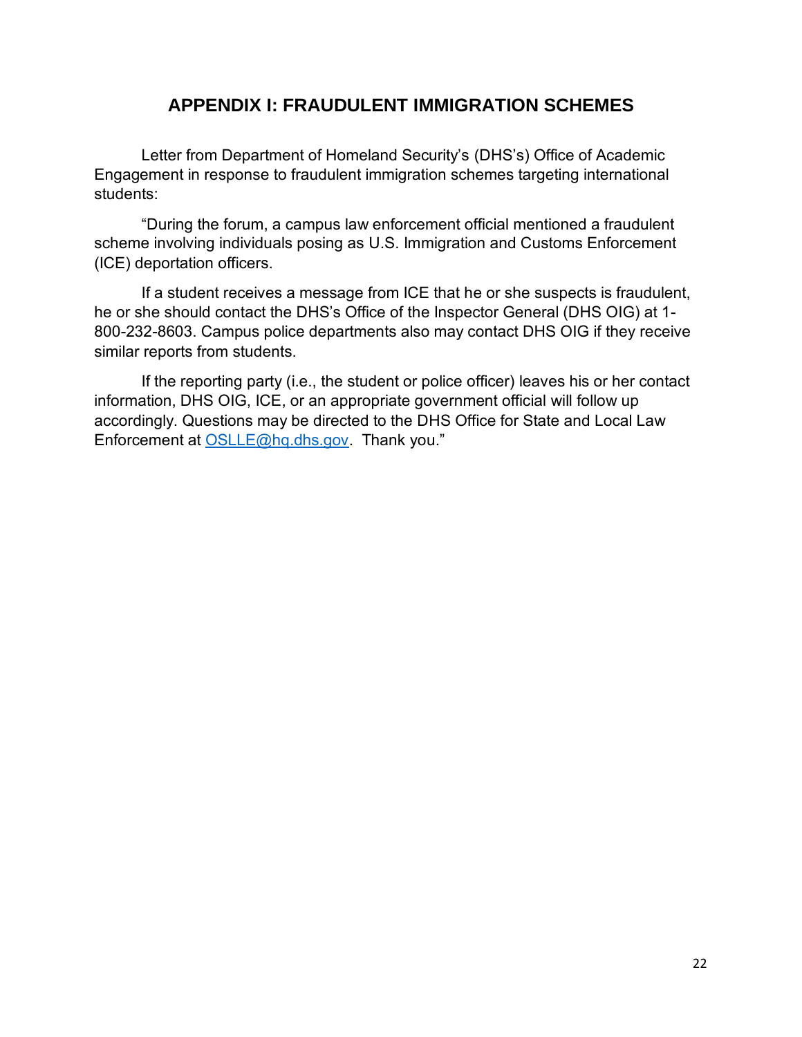# APPENDIX I: FRAUDULENT IMMIGRATION SCHEMES

Letter from Department of Homeland Security's (DHS's) Office of Academic Engagement in response to fraudulent immigration schemes targeting international students:

"During the forum, a campus law enforcement official mentioned a fraudulent scheme involving individuals posing as U.S. Immigration and Customs Enforcement (ICE) deportation officers.

If a student receives a message from ICE that he or she suspects is fraudulent, he or she should contact the DHS's Office of the Inspector General (DHS OIG) at 1-800-232-8603. Campus police departments also may contact DHS OIG if they receive similar reports from students.

If the reporting party (i.e., the student or police officer) leaves his or her contact information, DHS OIG, ICE, or an appropriate government official will follow up accordingly. Questions may be directed to the DHS Office for State and Local Law Enforcement at OSLLE@hq.dhs.gov. Thank you."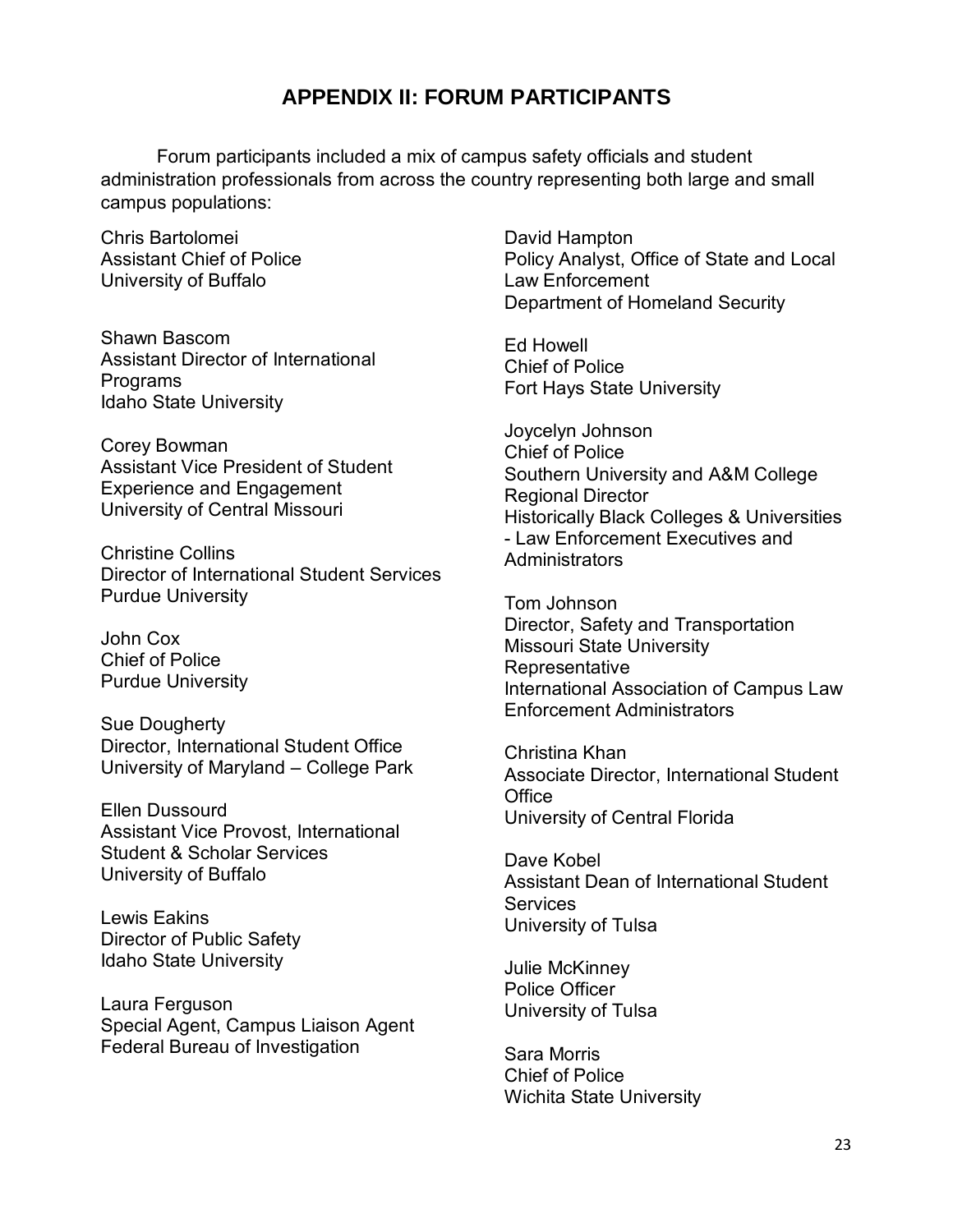# APPENDIX II: FORUM PARTICIPANTS

Forum participants included a mix of campus safety officials and student administration professionals from across the country representing both large and small campus populations:

Chris Bartolomei
Assistant Chief of Police
University of Buffalo

Shawn Bascom
Assistant Director of International Programs
Idaho State University

Corey Bowman
Assistant Vice President of Student Experience and Engagement
University of Central Missouri

Christine Collins
Director of International Student Services
Purdue University

John Cox
Chief of Police
Purdue University

Sue Dougherty
Director, International Student Office
University of Maryland – College Park

Ellen Dussourd
Assistant Vice Provost, International Student & Scholar Services
University of Buffalo

Lewis Eakins
Director of Public Safety
Idaho State University

Laura Ferguson
Special Agent, Campus Liaison Agent
Federal Bureau of Investigation

David Hampton
Policy Analyst, Office of State and Local Law Enforcement
Department of Homeland Security

Ed Howell
Chief of Police
Fort Hays State University

Joycelyn Johnson
Chief of Police
Southern University and A&M College
Regional Director
Historically Black Colleges & Universities - Law Enforcement Executives and Administrators

Tom Johnson
Director, Safety and Transportation
Missouri State University
Representative
International Association of Campus Law Enforcement Administrators

Christina Khan
Associate Director, International Student Office
University of Central Florida

Dave Kobel
Assistant Dean of International Student Services
University of Tulsa

Julie McKinney
Police Officer
University of Tulsa

Sara Morris
Chief of Police
Wichita State University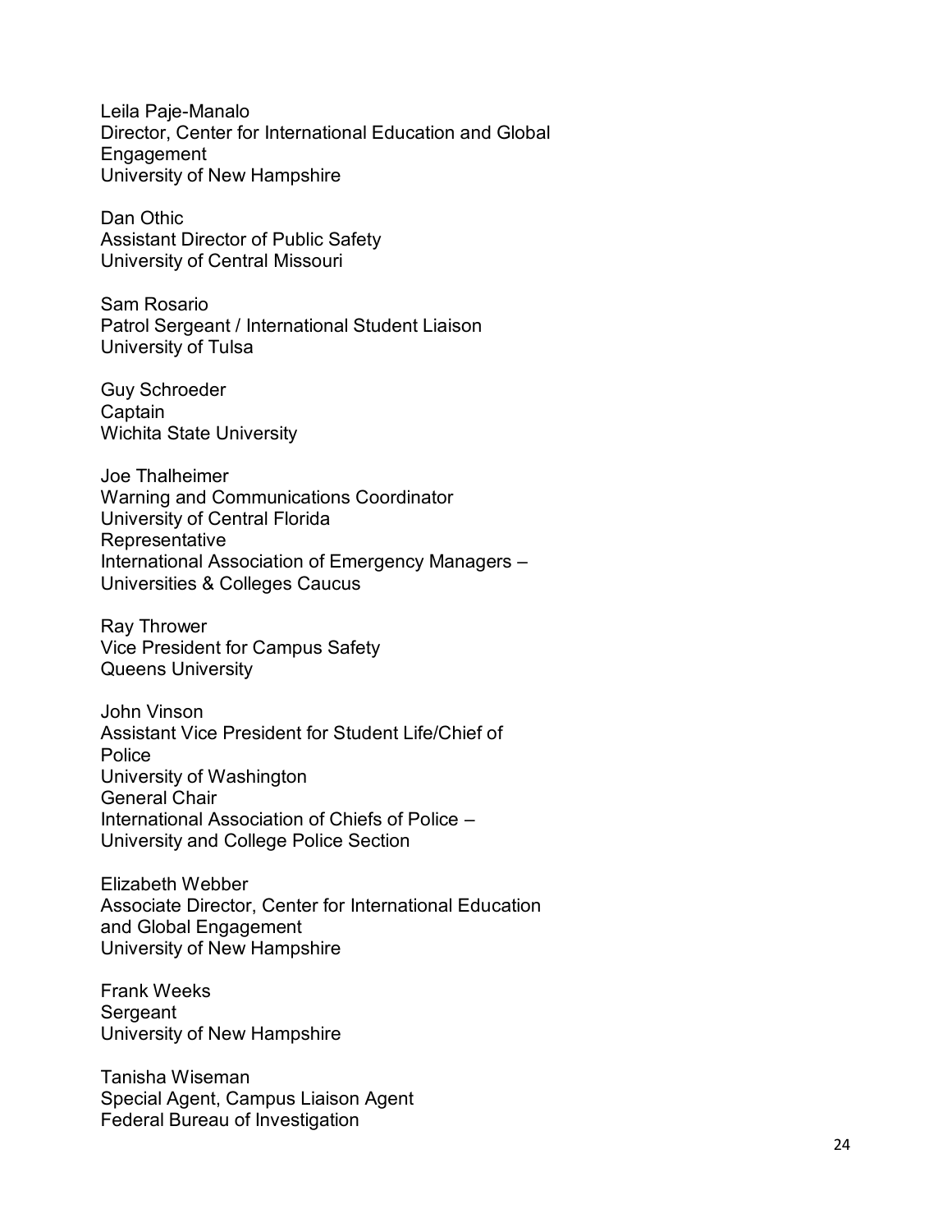Leila Paje-Manalo
Director, Center for International Education and Global Engagement
University of New Hampshire

Dan Othic
Assistant Director of Public Safety
University of Central Missouri

Sam Rosario
Patrol Sergeant / International Student Liaison
University of Tulsa

Guy Schroeder
Captain
Wichita State University

Joe Thalheimer
Warning and Communications Coordinator
University of Central Florida
Representative
International Association of Emergency Managers – Universities & Colleges Caucus

Ray Thrower
Vice President for Campus Safety
Queens University

John Vinson
Assistant Vice President for Student Life/Chief of Police
University of Washington
General Chair
International Association of Chiefs of Police – University and College Police Section

Elizabeth Webber
Associate Director, Center for International Education and Global Engagement
University of New Hampshire

Frank Weeks
Sergeant
University of New Hampshire

Tanisha Wiseman
Special Agent, Campus Liaison Agent
Federal Bureau of Investigation